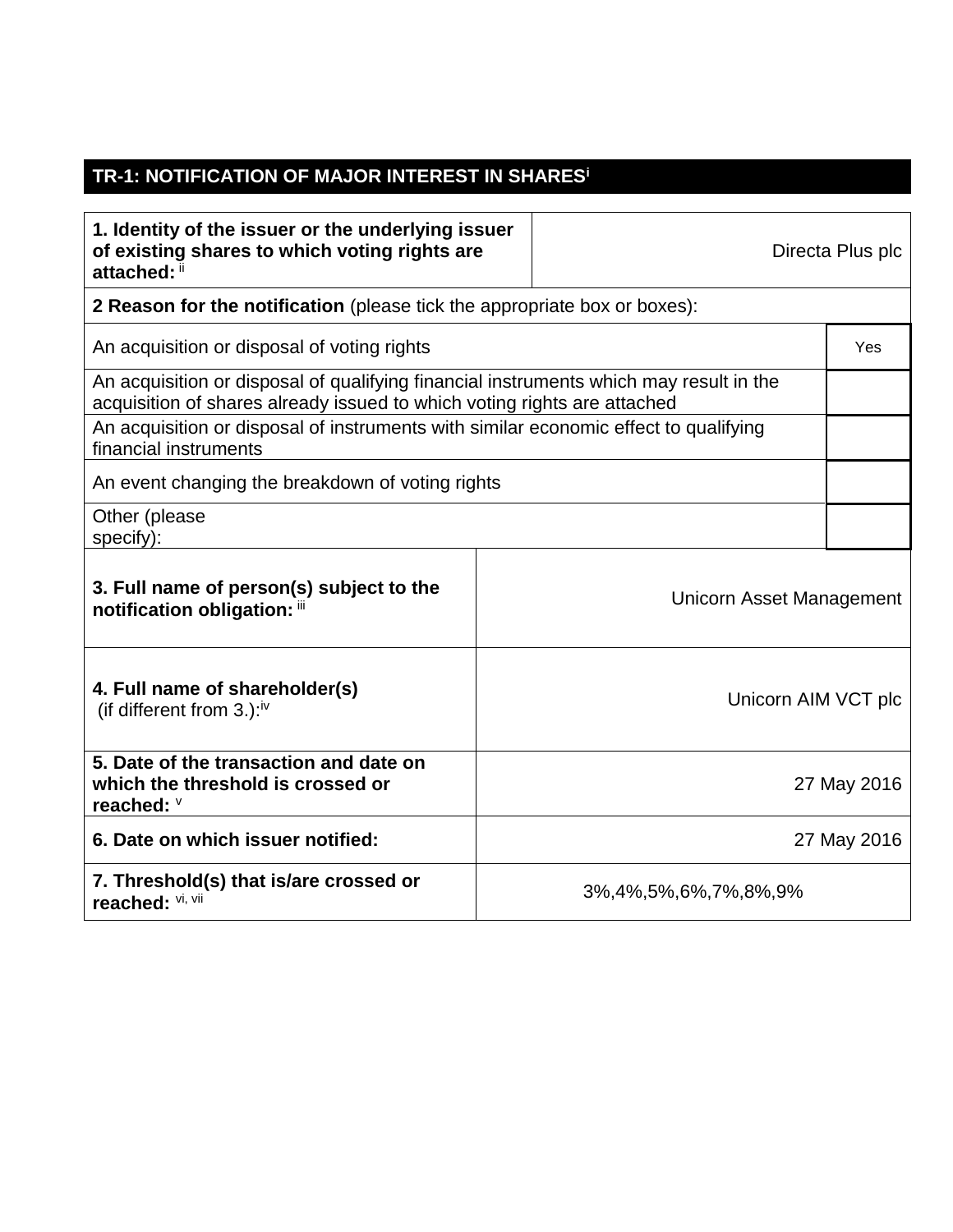## TR-1: NOTIFICATION OF MAJOR INTEREST IN SHARES[i]

| **1. Identity of the issuer or the underlying issuer of existing shares to which voting rights are attached:** [ii] | Directa Plus plc |
|---|---|
| **2 Reason for the notification** (please tick the appropriate box or boxes): | |
| An acquisition or disposal of voting rights | Yes |
| An acquisition or disposal of qualifying financial instruments which may result in the acquisition of shares already issued to which voting rights are attached | |
| An acquisition or disposal of instruments with similar economic effect to qualifying financial instruments | |
| An event changing the breakdown of voting rights | |
| Other (please specify): | |
| **3. Full name of person(s) subject to the notification obligation:** [iii] | Unicorn Asset Management |
| **4. Full name of shareholder(s)** (if different from 3.):[iv] | Unicorn AIM VCT plc |
| **5. Date of the transaction and date on which the threshold is crossed or reached:** [v] | 27 May 2016 |
| **6. Date on which issuer notified:** | 27 May 2016 |
| **7. Threshold(s) that is/are crossed or reached:** [vi, vii] | 3%,4%,5%,6%,7%,8%,9% |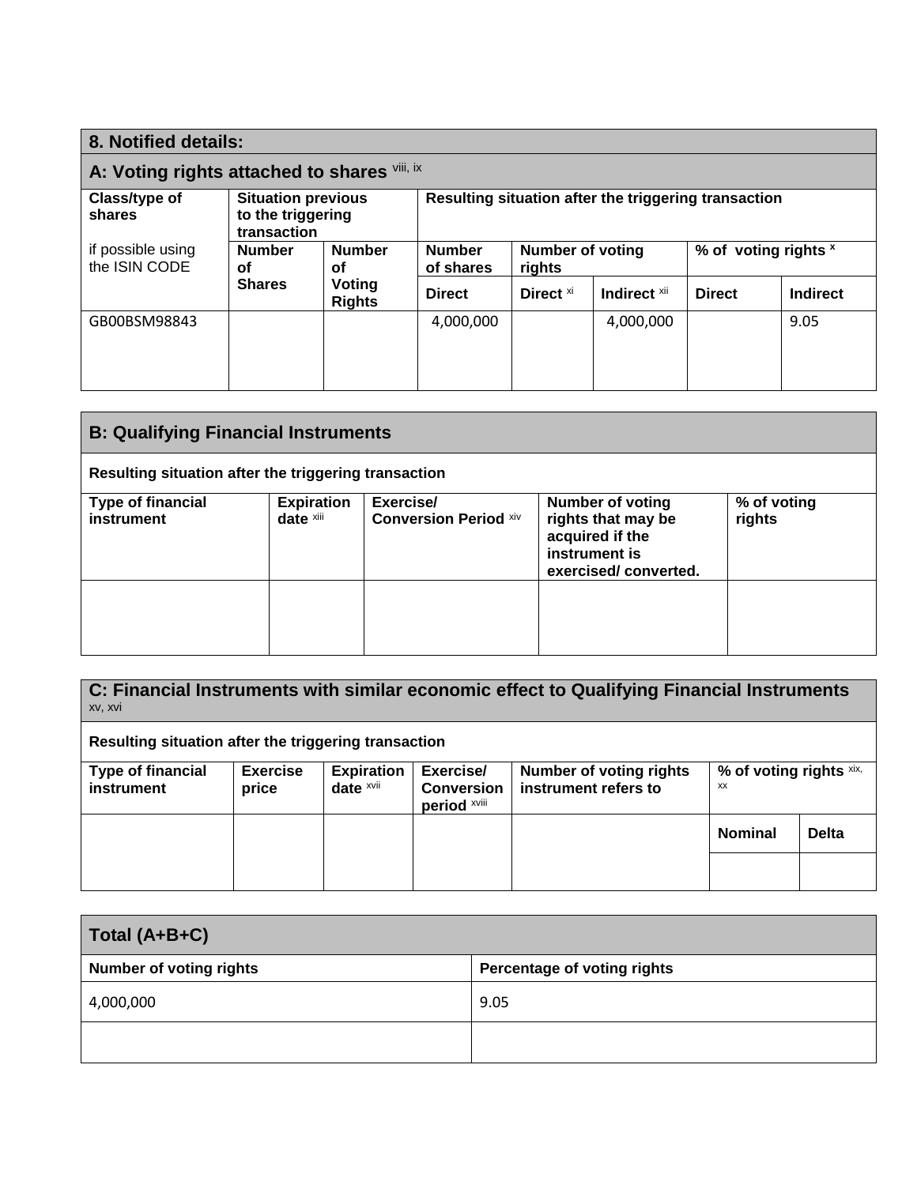## 8. Notified details:

### A: Voting rights attached to shares [viii, ix]

| Class/type of shares if possible using the ISIN CODE | Situation previous to the triggering transaction | | Resulting situation after the triggering transaction | | | | |
|---|---|---|---|---|---|---|---|
| | Number of Shares | Number of Voting Rights | Number of shares | Number of voting rights | | % of voting rights [x] | |
| | | | Direct | Direct [xi] | Indirect [xii] | Direct | Indirect |
| GB00BSM98843 | | | 4,000,000 | | 4,000,000 | | 9.05 |

### B: Qualifying Financial Instruments

Resulting situation after the triggering transaction

| Type of financial instrument | Expiration date [xiii] | Exercise/ Conversion Period [xiv] | Number of voting rights that may be acquired if the instrument is exercised/ converted. | % of voting rights |
|---|---|---|---|---|
| | | | | |

### C: Financial Instruments with similar economic effect to Qualifying Financial Instruments [xv, xvi]

Resulting situation after the triggering transaction

| Type of financial instrument | Exercise price | Expiration date [xvii] | Exercise/ Conversion period [xviii] | Number of voting rights instrument refers to | % of voting rights [xix, xx] | |
|---|---|---|---|---|---|---|
| | | | | | Nominal | Delta |
| | | | | | | |

### Total (A+B+C)

| Number of voting rights | Percentage of voting rights |
|---|---|
| 4,000,000 | 9.05 |
| | |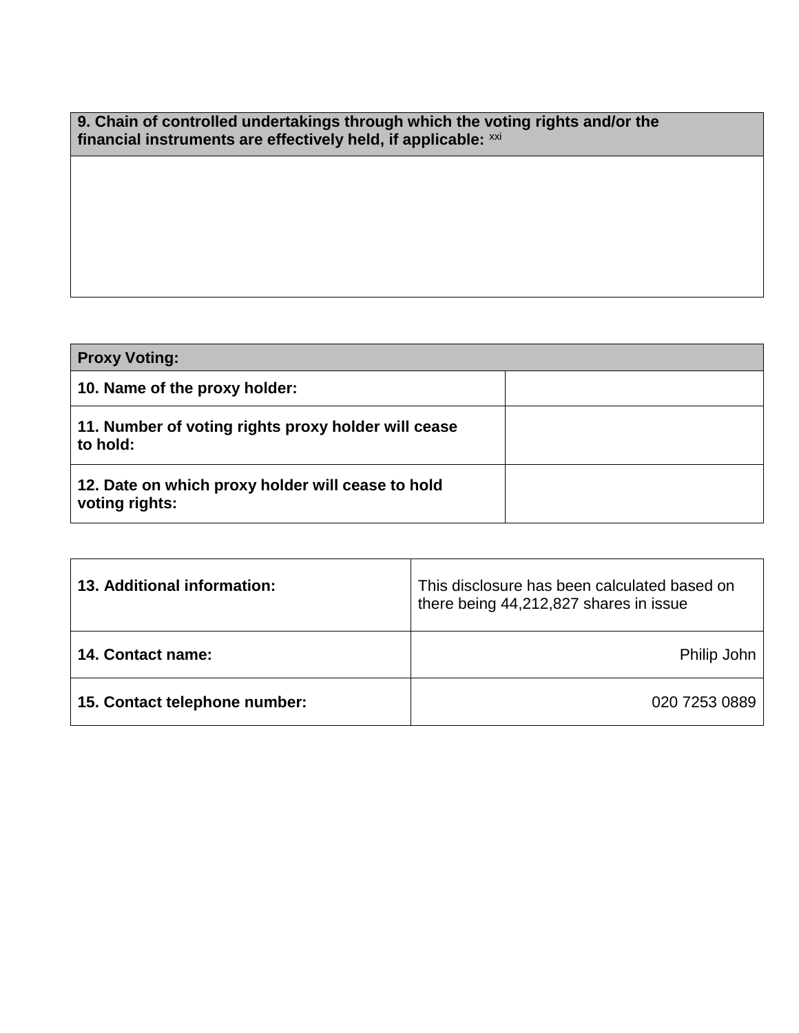| 9. Chain of controlled undertakings through which the voting rights and/or the financial instruments are effectively held, if applicable: [xxi] |
|---|
| |

| Proxy Voting: | |
|---|---|
| 10. Name of the proxy holder: | |
| 11. Number of voting rights proxy holder will cease to hold: | |
| 12. Date on which proxy holder will cease to hold voting rights: | |

| | |
|---|---|
| 13. Additional information: | This disclosure has been calculated based on there being 44,212,827 shares in issue |
| 14. Contact name: | Philip John |
| 15. Contact telephone number: | 020 7253 0889 |